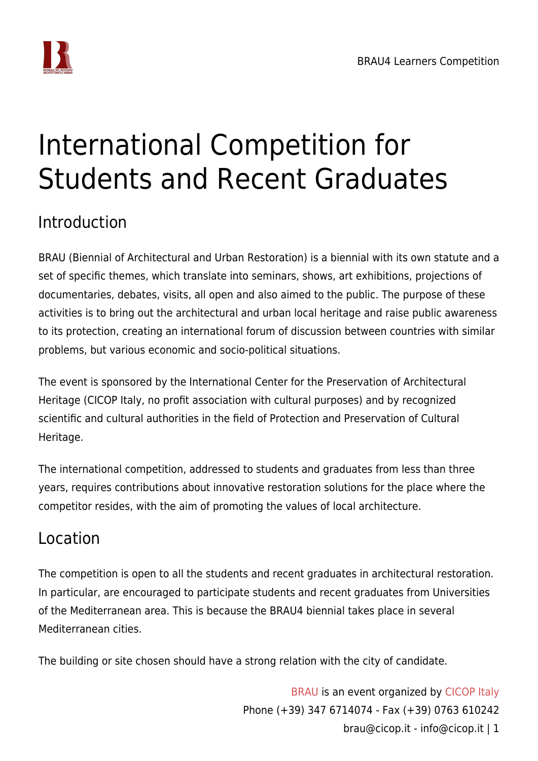# International Competition for Students and Recent Graduates

## Introduction

BRAU (Biennial of Architectural and Urban Restoration) is a biennial with its own statute and a set of specific themes, which translate into seminars, shows, art exhibitions, projections of documentaries, debates, visits, all open and also aimed to the public. The purpose of these activities is to bring out the architectural and urban local heritage and raise public awareness to its protection, creating an international forum of discussion between countries with similar problems, but various economic and socio-political situations.

The event is sponsored by the International Center for the Preservation of Architectural Heritage (CICOP Italy, no profit association with cultural purposes) and by recognized scientific and cultural authorities in the field of Protection and Preservation of Cultural Heritage.

The international competition, addressed to students and graduates from less than three years, requires contributions about innovative restoration solutions for the place where the competitor resides, with the aim of promoting the values of local architecture.

## Location

The competition is open to all the students and recent graduates in architectural restoration. In particular, are encouraged to participate students and recent graduates from Universities of the Mediterranean area. This is because the BRAU4 biennial takes place in several Mediterranean cities.

The building or site chosen should have a strong relation with the city of candidate.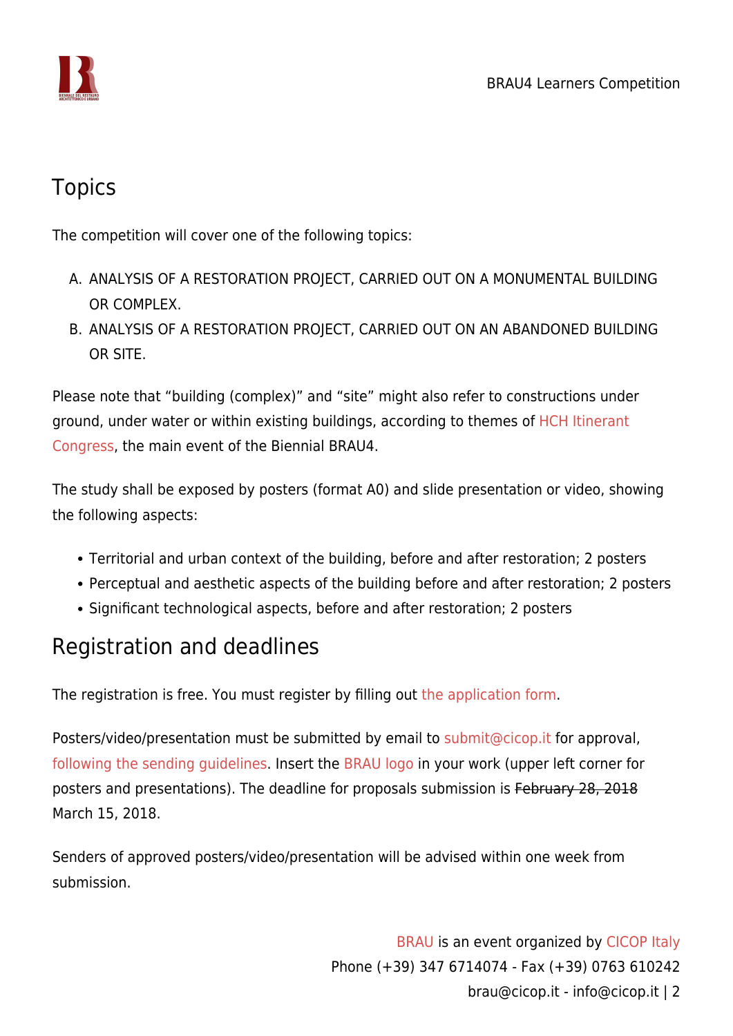## Topics

The competition will cover one of the following topics:

A. ANALYSIS OF A RESTORATION PROJECT, CARRIED OUT ON A MONUMENTAL BUILDING OR COMPLEX.
B. ANALYSIS OF A RESTORATION PROJECT, CARRIED OUT ON AN ABANDONED BUILDING OR SITE.

Please note that "building (complex)" and "site" might also refer to constructions under ground, under water or within existing buildings, according to themes of HCH Itinerant Congress, the main event of the Biennial BRAU4.

The study shall be exposed by posters (format A0) and slide presentation or video, showing the following aspects:

- Territorial and urban context of the building, before and after restoration; 2 posters
- Perceptual and aesthetic aspects of the building before and after restoration; 2 posters
- Significant technological aspects, before and after restoration; 2 posters

## Registration and deadlines

The registration is free. You must register by filling out the application form.

Posters/video/presentation must be submitted by email to submit@cicop.it for approval, following the sending guidelines. Insert the BRAU logo in your work (upper left corner for posters and presentations). The deadline for proposals submission is ~~February 28, 2018~~ March 15, 2018.

Senders of approved posters/video/presentation will be advised within one week from submission.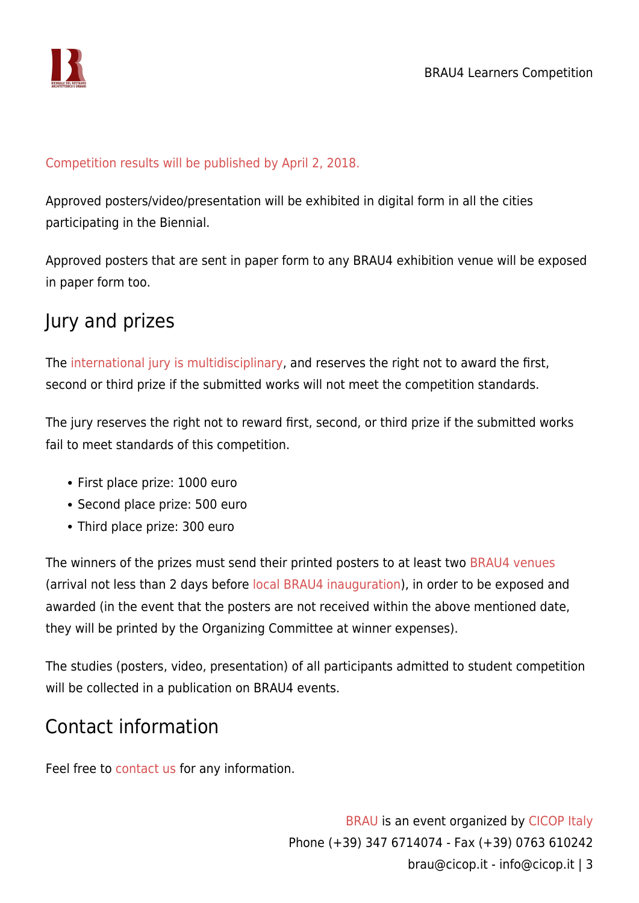Competition results will be published by April 2, 2018.

Approved posters/video/presentation will be exhibited in digital form in all the cities participating in the Biennial.

Approved posters that are sent in paper form to any BRAU4 exhibition venue will be exposed in paper form too.

## Jury and prizes

The international jury is multidisciplinary, and reserves the right not to award the first, second or third prize if the submitted works will not meet the competition standards.

The jury reserves the right not to reward first, second, or third prize if the submitted works fail to meet standards of this competition.

- First place prize: 1000 euro
- Second place prize: 500 euro
- Third place prize: 300 euro

The winners of the prizes must send their printed posters to at least two BRAU4 venues (arrival not less than 2 days before local BRAU4 inauguration), in order to be exposed and awarded (in the event that the posters are not received within the above mentioned date, they will be printed by the Organizing Committee at winner expenses).

The studies (posters, video, presentation) of all participants admitted to student competition will be collected in a publication on BRAU4 events.

## Contact information

Feel free to contact us for any information.

BRAU is an event organized by CICOP Italy
Phone (+39) 347 6714074 - Fax (+39) 0763 610242
brau@cicop.it - info@cicop.it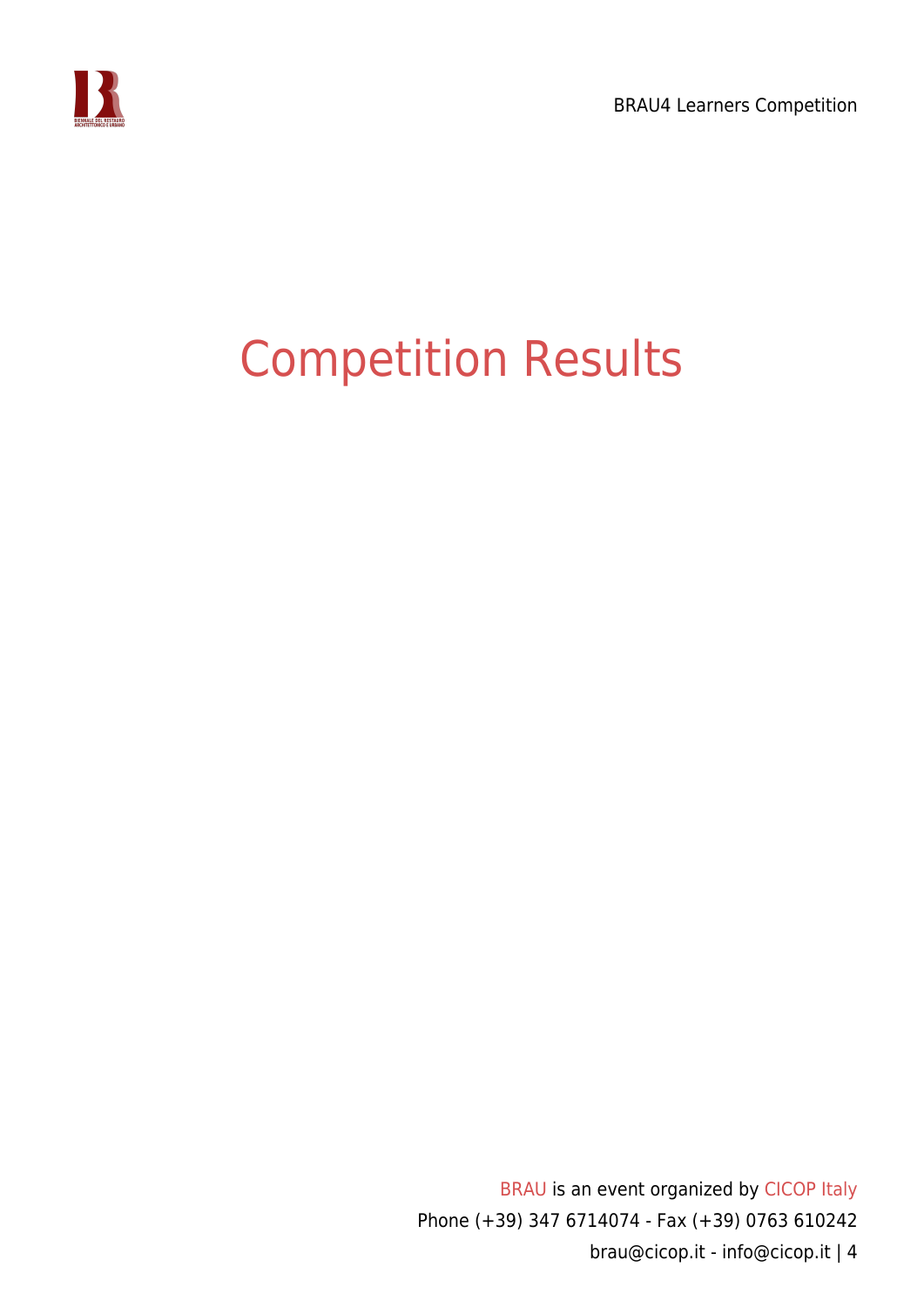# Competition Results